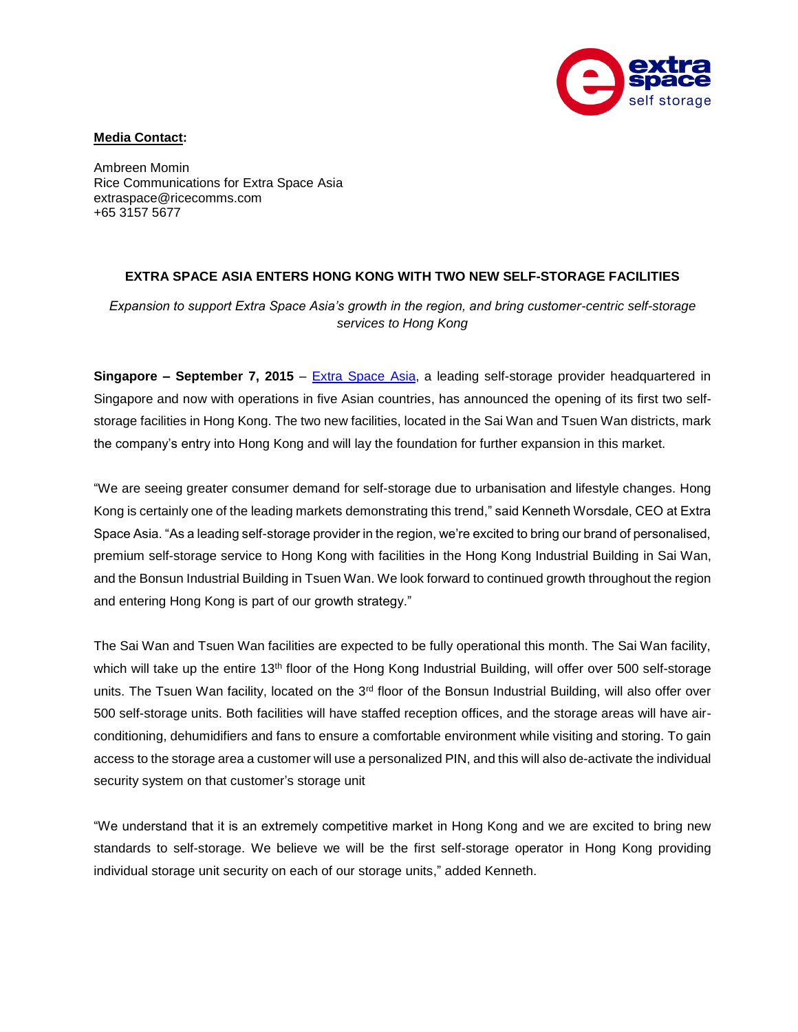**Media Contact:**

Ambreen Momin
Rice Communications for Extra Space Asia
extraspace@ricecomms.com
+65 3157 5677

# EXTRA SPACE ASIA ENTERS HONG KONG WITH TWO NEW SELF-STORAGE FACILITIES

*Expansion to support Extra Space Asia's growth in the region, and bring customer-centric self-storage services to Hong Kong*

**Singapore – September 7, 2015** – Extra Space Asia, a leading self-storage provider headquartered in Singapore and now with operations in five Asian countries, has announced the opening of its first two self-storage facilities in Hong Kong. The two new facilities, located in the Sai Wan and Tsuen Wan districts, mark the company's entry into Hong Kong and will lay the foundation for further expansion in this market.

"We are seeing greater consumer demand for self-storage due to urbanisation and lifestyle changes. Hong Kong is certainly one of the leading markets demonstrating this trend," said Kenneth Worsdale, CEO at Extra Space Asia. "As a leading self-storage provider in the region, we're excited to bring our brand of personalised, premium self-storage service to Hong Kong with facilities in the Hong Kong Industrial Building in Sai Wan, and the Bonsun Industrial Building in Tsuen Wan. We look forward to continued growth throughout the region and entering Hong Kong is part of our growth strategy."

The Sai Wan and Tsuen Wan facilities are expected to be fully operational this month. The Sai Wan facility, which will take up the entire 13th floor of the Hong Kong Industrial Building, will offer over 500 self-storage units. The Tsuen Wan facility, located on the 3rd floor of the Bonsun Industrial Building, will also offer over 500 self-storage units. Both facilities will have staffed reception offices, and the storage areas will have air-conditioning, dehumidifiers and fans to ensure a comfortable environment while visiting and storing. To gain access to the storage area a customer will use a personalized PIN, and this will also de-activate the individual security system on that customer's storage unit

"We understand that it is an extremely competitive market in Hong Kong and we are excited to bring new standards to self-storage. We believe we will be the first self-storage operator in Hong Kong providing individual storage unit security on each of our storage units," added Kenneth.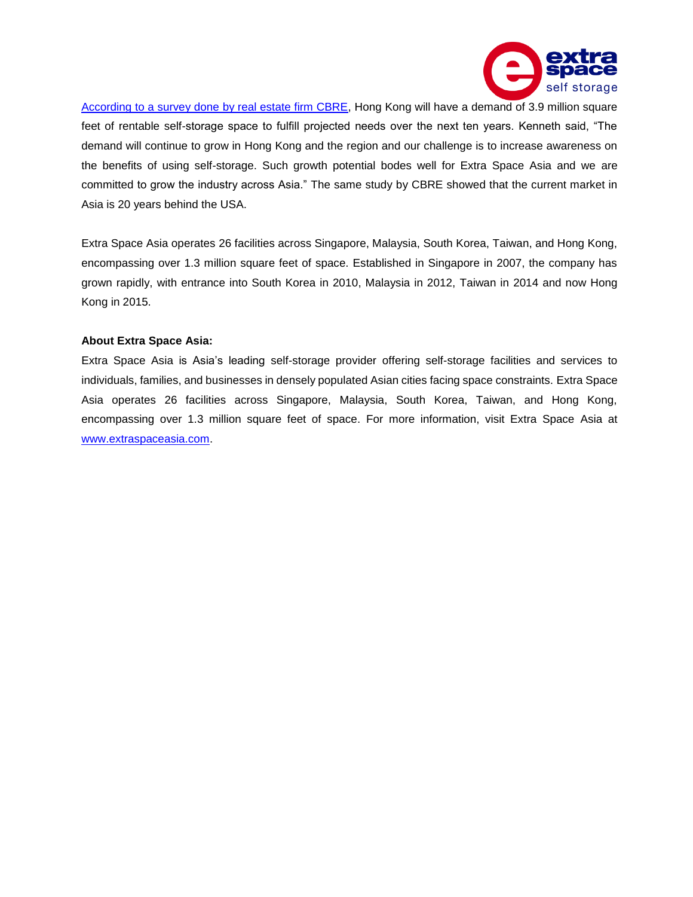According to a survey done by real estate firm CBRE, Hong Kong will have a demand of 3.9 million square feet of rentable self-storage space to fulfill projected needs over the next ten years. Kenneth said, "The demand will continue to grow in Hong Kong and the region and our challenge is to increase awareness on the benefits of using self-storage. Such growth potential bodes well for Extra Space Asia and we are committed to grow the industry across Asia." The same study by CBRE showed that the current market in Asia is 20 years behind the USA.

Extra Space Asia operates 26 facilities across Singapore, Malaysia, South Korea, Taiwan, and Hong Kong, encompassing over 1.3 million square feet of space. Established in Singapore in 2007, the company has grown rapidly, with entrance into South Korea in 2010, Malaysia in 2012, Taiwan in 2014 and now Hong Kong in 2015.

**About Extra Space Asia:**

Extra Space Asia is Asia's leading self-storage provider offering self-storage facilities and services to individuals, families, and businesses in densely populated Asian cities facing space constraints. Extra Space Asia operates 26 facilities across Singapore, Malaysia, South Korea, Taiwan, and Hong Kong, encompassing over 1.3 million square feet of space. For more information, visit Extra Space Asia at www.extraspaceasia.com.